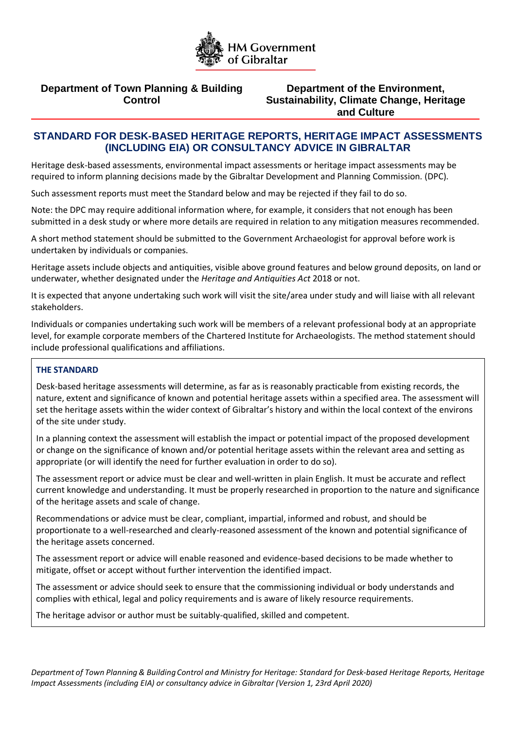HM Government of Gibraltar

**Department of Town Planning & Building Control**

**Department of the Environment, Sustainability, Climate Change, Heritage and Culture**

# STANDARD FOR DESK-BASED HERITAGE REPORTS, HERITAGE IMPACT ASSESSMENTS (INCLUDING EIA) OR CONSULTANCY ADVICE IN GIBRALTAR

Heritage desk-based assessments, environmental impact assessments or heritage impact assessments may be required to inform planning decisions made by the Gibraltar Development and Planning Commission. (DPC).

Such assessment reports must meet the Standard below and may be rejected if they fail to do so.

Note: the DPC may require additional information where, for example, it considers that not enough has been submitted in a desk study or where more details are required in relation to any mitigation measures recommended.

A short method statement should be submitted to the Government Archaeologist for approval before work is undertaken by individuals or companies.

Heritage assets include objects and antiquities, visible above ground features and below ground deposits, on land or underwater, whether designated under the *Heritage and Antiquities Act* 2018 or not.

It is expected that anyone undertaking such work will visit the site/area under study and will liaise with all relevant stakeholders.

Individuals or companies undertaking such work will be members of a relevant professional body at an appropriate level, for example corporate members of the Chartered Institute for Archaeologists. The method statement should include professional qualifications and affiliations.

## THE STANDARD

Desk-based heritage assessments will determine, as far as is reasonably practicable from existing records, the nature, extent and significance of known and potential heritage assets within a specified area. The assessment will set the heritage assets within the wider context of Gibraltar's history and within the local context of the environs of the site under study.

In a planning context the assessment will establish the impact or potential impact of the proposed development or change on the significance of known and/or potential heritage assets within the relevant area and setting as appropriate (or will identify the need for further evaluation in order to do so).

The assessment report or advice must be clear and well-written in plain English. It must be accurate and reflect current knowledge and understanding. It must be properly researched in proportion to the nature and significance of the heritage assets and scale of change.

Recommendations or advice must be clear, compliant, impartial, informed and robust, and should be proportionate to a well-researched and clearly-reasoned assessment of the known and potential significance of the heritage assets concerned.

The assessment report or advice will enable reasoned and evidence-based decisions to be made whether to mitigate, offset or accept without further intervention the identified impact.

The assessment or advice should seek to ensure that the commissioning individual or body understands and complies with ethical, legal and policy requirements and is aware of likely resource requirements.

The heritage advisor or author must be suitably-qualified, skilled and competent.

*Department of Town Planning & Building Control and Ministry for Heritage: Standard for Desk-based Heritage Reports, Heritage Impact Assessments (including EIA) or consultancy advice in Gibraltar (Version 1, 23rd April 2020)*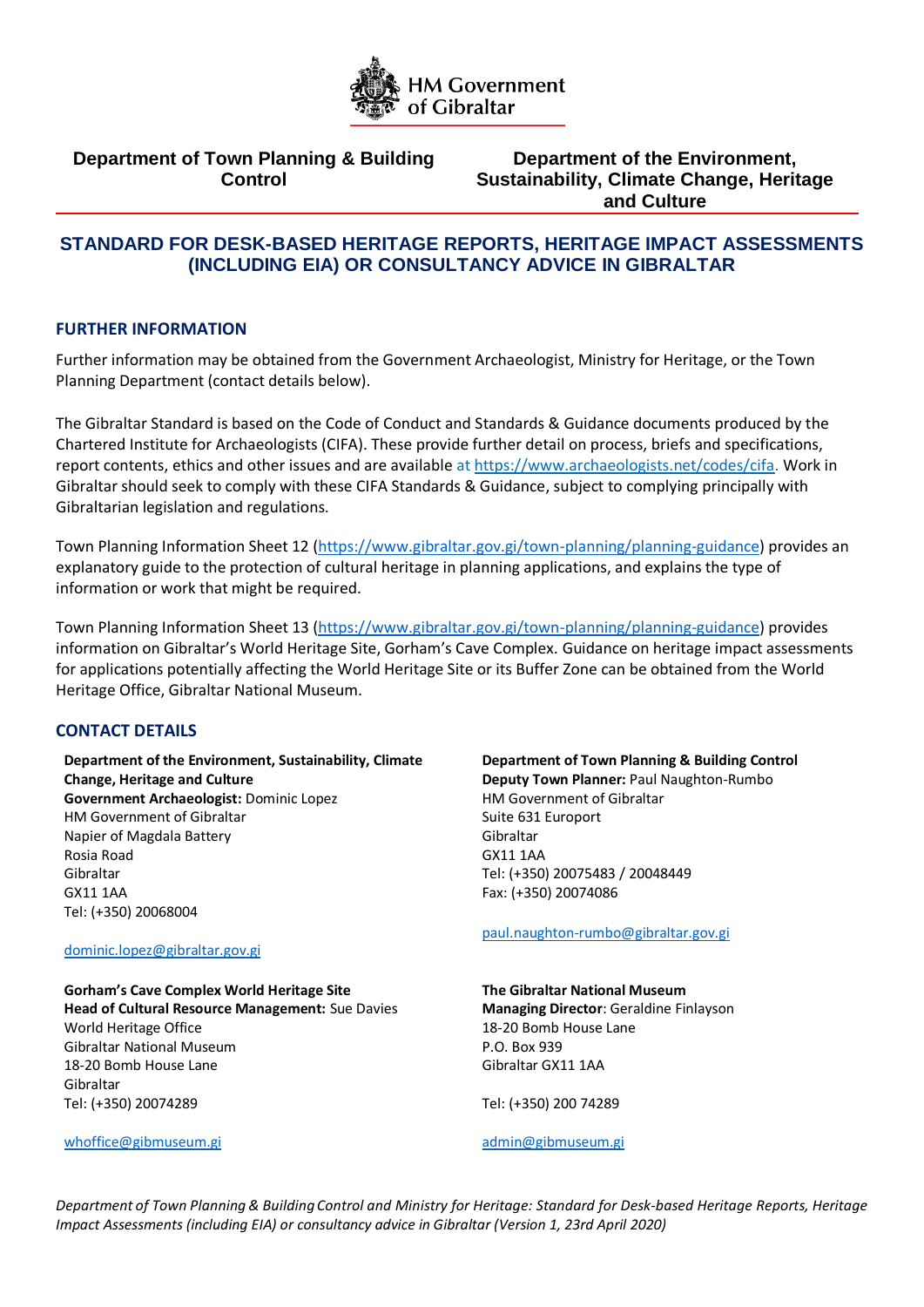HM Government of Gibraltar

**Department of Town Planning & Building Control**

**Department of the Environment, Sustainability, Climate Change, Heritage and Culture**

## STANDARD FOR DESK-BASED HERITAGE REPORTS, HERITAGE IMPACT ASSESSMENTS (INCLUDING EIA) OR CONSULTANCY ADVICE IN GIBRALTAR

### FURTHER INFORMATION

Further information may be obtained from the Government Archaeologist, Ministry for Heritage, or the Town Planning Department (contact details below).

The Gibraltar Standard is based on the Code of Conduct and Standards & Guidance documents produced by the Chartered Institute for Archaeologists (CIFA). These provide further detail on process, briefs and specifications, report contents, ethics and other issues and are available at https://www.archaeologists.net/codes/cifa. Work in Gibraltar should seek to comply with these CIFA Standards & Guidance, subject to complying principally with Gibraltarian legislation and regulations.

Town Planning Information Sheet 12 (https://www.gibraltar.gov.gi/town-planning/planning-guidance) provides an explanatory guide to the protection of cultural heritage in planning applications, and explains the type of information or work that might be required.

Town Planning Information Sheet 13 (https://www.gibraltar.gov.gi/town-planning/planning-guidance) provides information on Gibraltar's World Heritage Site, Gorham's Cave Complex. Guidance on heritage impact assessments for applications potentially affecting the World Heritage Site or its Buffer Zone can be obtained from the World Heritage Office, Gibraltar National Museum.

### CONTACT DETAILS

**Department of the Environment, Sustainability, Climate Change, Heritage and Culture**
**Government Archaeologist:** Dominic Lopez
HM Government of Gibraltar
Napier of Magdala Battery
Rosia Road
Gibraltar
GX11 1AA
Tel: (+350) 20068004

dominic.lopez@gibraltar.gov.gi

**Department of Town Planning & Building Control**
**Deputy Town Planner:** Paul Naughton-Rumbo
HM Government of Gibraltar
Suite 631 Europort
Gibraltar
GX11 1AA
Tel: (+350) 20075483 / 20048449
Fax: (+350) 20074086

paul.naughton-rumbo@gibraltar.gov.gi

**Gorham's Cave Complex World Heritage Site**
**Head of Cultural Resource Management:** Sue Davies
World Heritage Office
Gibraltar National Museum
18-20 Bomb House Lane
Gibraltar
Tel: (+350) 20074289

whoffice@gibmuseum.gi

**The Gibraltar National Museum**
**Managing Director**: Geraldine Finlayson
18-20 Bomb House Lane
P.O. Box 939
Gibraltar GX11 1AA

Tel: (+350) 200 74289

admin@gibmuseum.gi

*Department of Town Planning & Building Control and Ministry for Heritage: Standard for Desk-based Heritage Reports, Heritage Impact Assessments (including EIA) or consultancy advice in Gibraltar (Version 1, 23rd April 2020)*